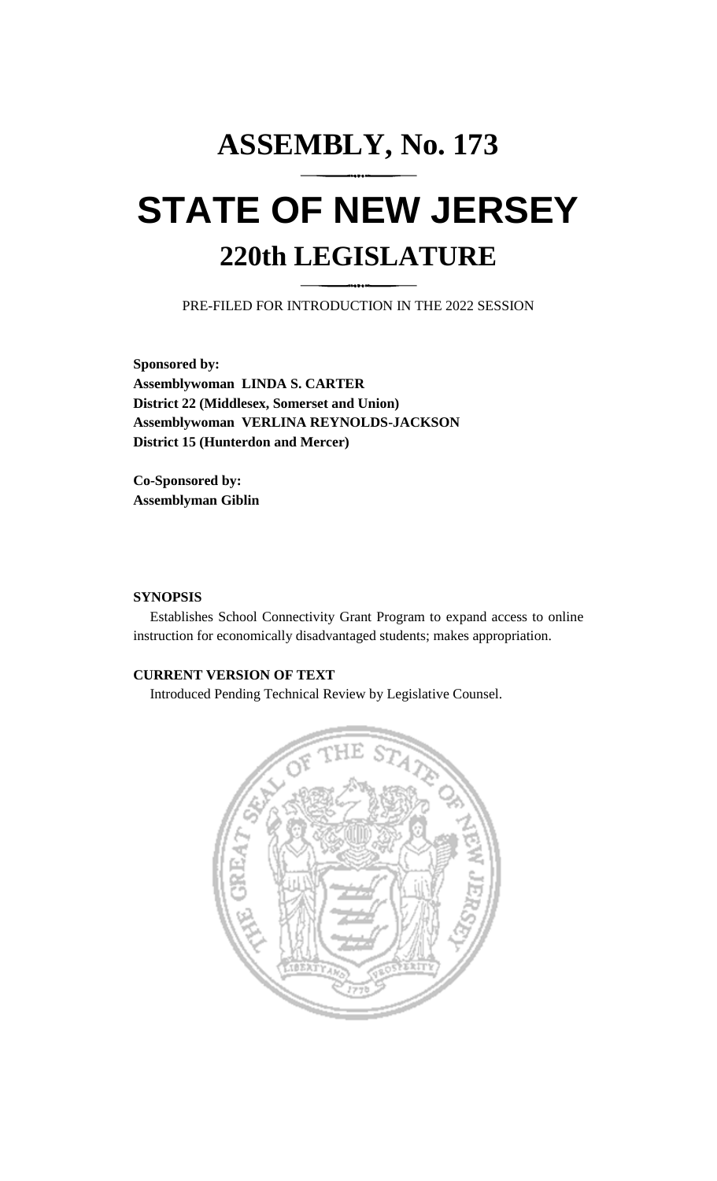# ASSEMBLY, No. 173

# STATE OF NEW JERSEY

## 220th LEGISLATURE

PRE-FILED FOR INTRODUCTION IN THE 2022 SESSION

**Sponsored by:**
**Assemblywoman LINDA S. CARTER**
**District 22 (Middlesex, Somerset and Union)**
**Assemblywoman VERLINA REYNOLDS-JACKSON**
**District 15 (Hunterdon and Mercer)**

**Co-Sponsored by:**
**Assemblyman Giblin**

**SYNOPSIS**

Establishes School Connectivity Grant Program to expand access to online instruction for economically disadvantaged students; makes appropriation.

**CURRENT VERSION OF TEXT**

Introduced Pending Technical Review by Legislative Counsel.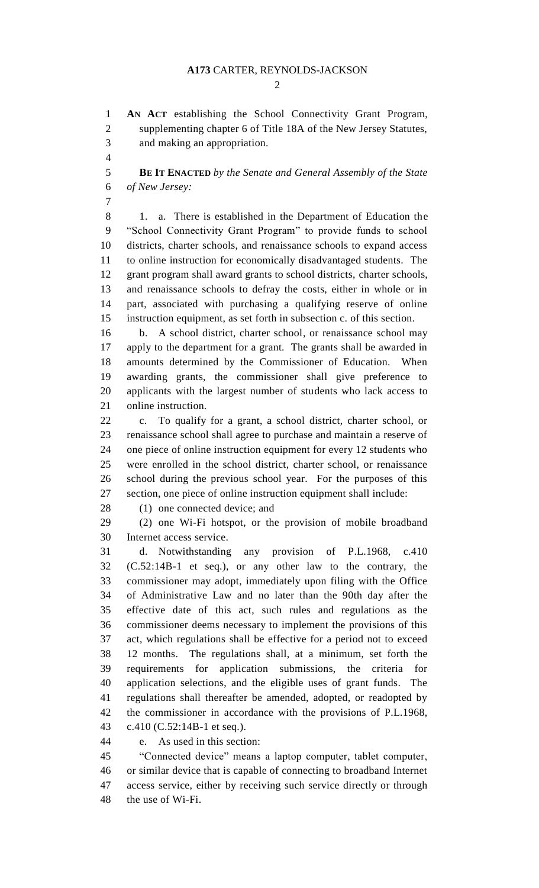**AN ACT** establishing the School Connectivity Grant Program, supplementing chapter 6 of Title 18A of the New Jersey Statutes, and making an appropriation.

**BE IT ENACTED** *by the Senate and General Assembly of the State of New Jersey:*

1. a. There is established in the Department of Education the "School Connectivity Grant Program" to provide funds to school districts, charter schools, and renaissance schools to expand access to online instruction for economically disadvantaged students. The grant program shall award grants to school districts, charter schools, and renaissance schools to defray the costs, either in whole or in part, associated with purchasing a qualifying reserve of online instruction equipment, as set forth in subsection c. of this section.

b. A school district, charter school, or renaissance school may apply to the department for a grant. The grants shall be awarded in amounts determined by the Commissioner of Education. When awarding grants, the commissioner shall give preference to applicants with the largest number of students who lack access to online instruction.

c. To qualify for a grant, a school district, charter school, or renaissance school shall agree to purchase and maintain a reserve of one piece of online instruction equipment for every 12 students who were enrolled in the school district, charter school, or renaissance school during the previous school year. For the purposes of this section, one piece of online instruction equipment shall include:

(1) one connected device; and

(2) one Wi-Fi hotspot, or the provision of mobile broadband Internet access service.

d. Notwithstanding any provision of P.L.1968, c.410 (C.52:14B-1 et seq.), or any other law to the contrary, the commissioner may adopt, immediately upon filing with the Office of Administrative Law and no later than the 90th day after the effective date of this act, such rules and regulations as the commissioner deems necessary to implement the provisions of this act, which regulations shall be effective for a period not to exceed 12 months. The regulations shall, at a minimum, set forth the requirements for application submissions, the criteria for application selections, and the eligible uses of grant funds. The regulations shall thereafter be amended, adopted, or readopted by the commissioner in accordance with the provisions of P.L.1968, c.410 (C.52:14B-1 et seq.).

e. As used in this section:

"Connected device" means a laptop computer, tablet computer, or similar device that is capable of connecting to broadband Internet access service, either by receiving such service directly or through the use of Wi-Fi.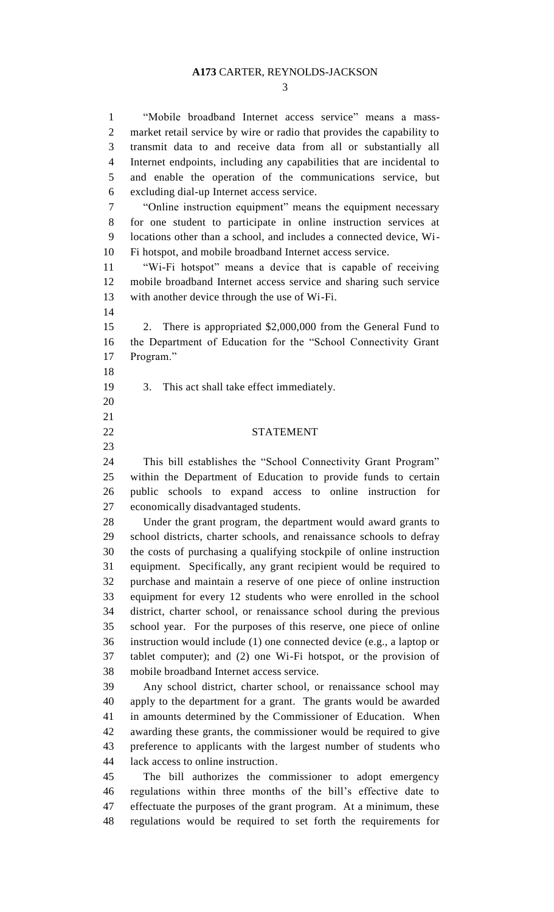"Mobile broadband Internet access service" means a mass-market retail service by wire or radio that provides the capability to transmit data to and receive data from all or substantially all Internet endpoints, including any capabilities that are incidental to and enable the operation of the communications service, but excluding dial-up Internet access service.

"Online instruction equipment" means the equipment necessary for one student to participate in online instruction services at locations other than a school, and includes a connected device, Wi-Fi hotspot, and mobile broadband Internet access service.

"Wi-Fi hotspot" means a device that is capable of receiving mobile broadband Internet access service and sharing such service with another device through the use of Wi-Fi.

2. There is appropriated $2,000,000 from the General Fund to the Department of Education for the "School Connectivity Grant Program."

3. This act shall take effect immediately.

## STATEMENT

This bill establishes the "School Connectivity Grant Program" within the Department of Education to provide funds to certain public schools to expand access to online instruction for economically disadvantaged students.

Under the grant program, the department would award grants to school districts, charter schools, and renaissance schools to defray the costs of purchasing a qualifying stockpile of online instruction equipment. Specifically, any grant recipient would be required to purchase and maintain a reserve of one piece of online instruction equipment for every 12 students who were enrolled in the school district, charter school, or renaissance school during the previous school year. For the purposes of this reserve, one piece of online instruction would include (1) one connected device (e.g., a laptop or tablet computer); and (2) one Wi-Fi hotspot, or the provision of mobile broadband Internet access service.

Any school district, charter school, or renaissance school may apply to the department for a grant. The grants would be awarded in amounts determined by the Commissioner of Education. When awarding these grants, the commissioner would be required to give preference to applicants with the largest number of students who lack access to online instruction.

The bill authorizes the commissioner to adopt emergency regulations within three months of the bill's effective date to effectuate the purposes of the grant program. At a minimum, these regulations would be required to set forth the requirements for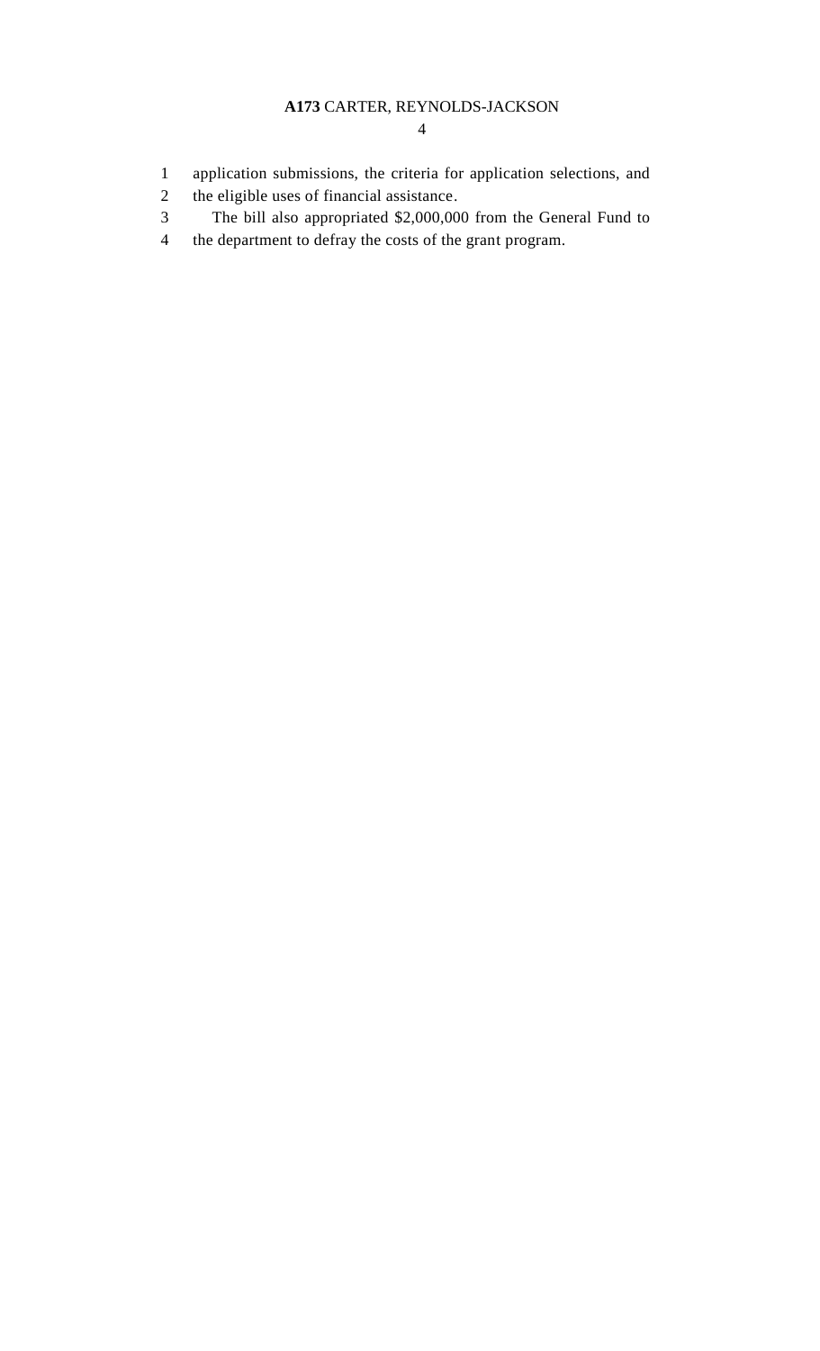application submissions, the criteria for application selections, and the eligible uses of financial assistance.

The bill also appropriated $2,000,000 from the General Fund to the department to defray the costs of the grant program.